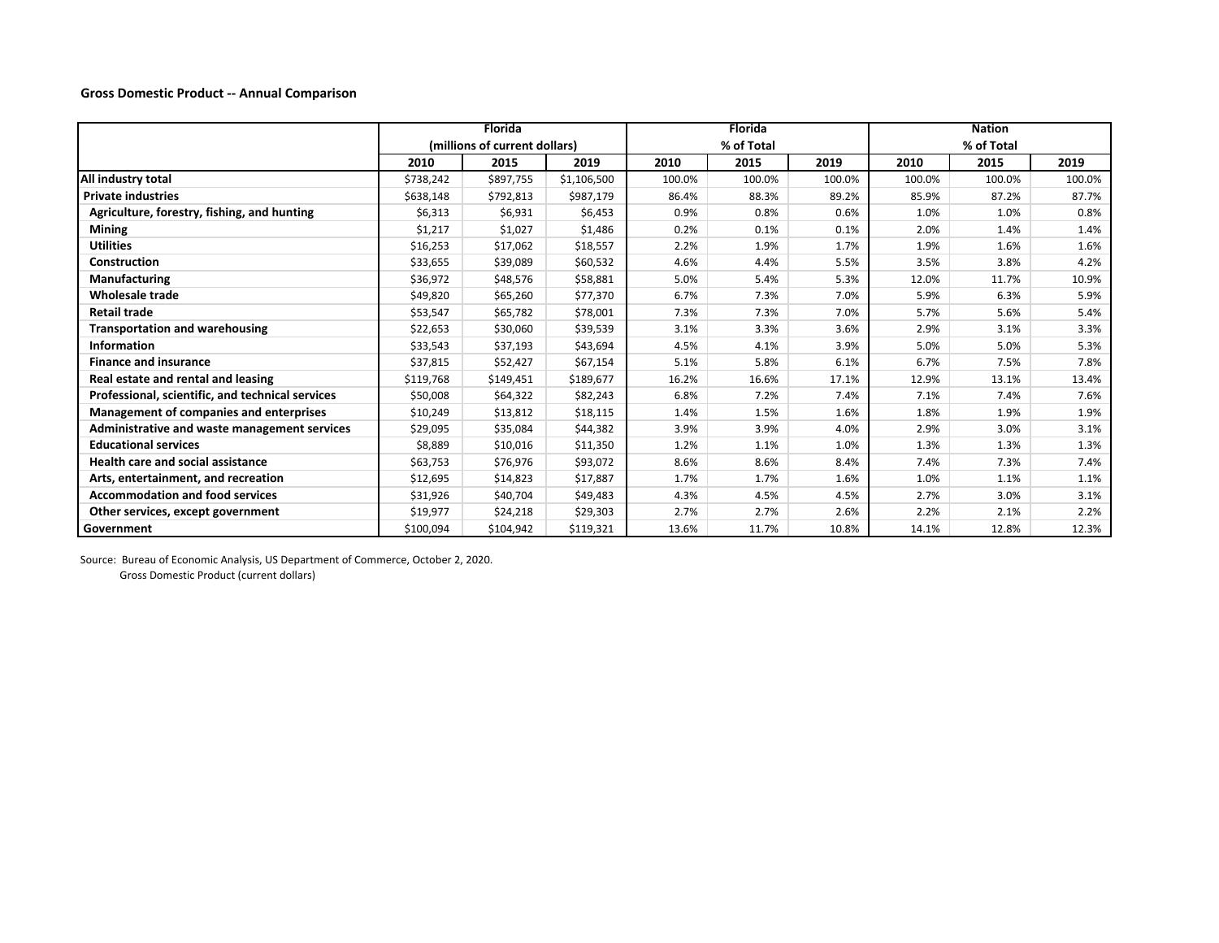**Gross Domestic Product -- Annual Comparison**

| | Florida (millions of current dollars) | | | Florida % of Total | | | Nation % of Total | | |
|---|---|---|---|---|---|---|---|---|---|
| | 2010 | 2015 | 2019 | 2010 | 2015 | 2019 | 2010 | 2015 | 2019 |
| **All industry total** | $738,242 | $897,755 | $1,106,500 | 100.0% | 100.0% | 100.0% | 100.0% | 100.0% | 100.0% |
| **Private industries** | $638,148 | $792,813 | $987,179 | 86.4% | 88.3% | 89.2% | 85.9% | 87.2% | 87.7% |
| **Agriculture, forestry, fishing, and hunting** | $6,313 | $6,931 | $6,453 | 0.9% | 0.8% | 0.6% | 1.0% | 1.0% | 0.8% |
| **Mining** | $1,217 | $1,027 | $1,486 | 0.2% | 0.1% | 0.1% | 2.0% | 1.4% | 1.4% |
| **Utilities** | $16,253 | $17,062 | $18,557 | 2.2% | 1.9% | 1.7% | 1.9% | 1.6% | 1.6% |
| **Construction** | $33,655 | $39,089 | $60,532 | 4.6% | 4.4% | 5.5% | 3.5% | 3.8% | 4.2% |
| **Manufacturing** | $36,972 | $48,576 | $58,881 | 5.0% | 5.4% | 5.3% | 12.0% | 11.7% | 10.9% |
| **Wholesale trade** | $49,820 | $65,260 | $77,370 | 6.7% | 7.3% | 7.0% | 5.9% | 6.3% | 5.9% |
| **Retail trade** | $53,547 | $65,782 | $78,001 | 7.3% | 7.3% | 7.0% | 5.7% | 5.6% | 5.4% |
| **Transportation and warehousing** | $22,653 | $30,060 | $39,539 | 3.1% | 3.3% | 3.6% | 2.9% | 3.1% | 3.3% |
| **Information** | $33,543 | $37,193 | $43,694 | 4.5% | 4.1% | 3.9% | 5.0% | 5.0% | 5.3% |
| **Finance and insurance** | $37,815 | $52,427 | $67,154 | 5.1% | 5.8% | 6.1% | 6.7% | 7.5% | 7.8% |
| **Real estate and rental and leasing** | $119,768 | $149,451 | $189,677 | 16.2% | 16.6% | 17.1% | 12.9% | 13.1% | 13.4% |
| **Professional, scientific, and technical services** | $50,008 | $64,322 | $82,243 | 6.8% | 7.2% | 7.4% | 7.1% | 7.4% | 7.6% |
| **Management of companies and enterprises** | $10,249 | $13,812 | $18,115 | 1.4% | 1.5% | 1.6% | 1.8% | 1.9% | 1.9% |
| **Administrative and waste management services** | $29,095 | $35,084 | $44,382 | 3.9% | 3.9% | 4.0% | 2.9% | 3.0% | 3.1% |
| **Educational services** | $8,889 | $10,016 | $11,350 | 1.2% | 1.1% | 1.0% | 1.3% | 1.3% | 1.3% |
| **Health care and social assistance** | $63,753 | $76,976 | $93,072 | 8.6% | 8.6% | 8.4% | 7.4% | 7.3% | 7.4% |
| **Arts, entertainment, and recreation** | $12,695 | $14,823 | $17,887 | 1.7% | 1.7% | 1.6% | 1.0% | 1.1% | 1.1% |
| **Accommodation and food services** | $31,926 | $40,704 | $49,483 | 4.3% | 4.5% | 4.5% | 2.7% | 3.0% | 3.1% |
| **Other services, except government** | $19,977 | $24,218 | $29,303 | 2.7% | 2.7% | 2.6% | 2.2% | 2.1% | 2.2% |
| **Government** | $100,094 | $104,942 | $119,321 | 13.6% | 11.7% | 10.8% | 14.1% | 12.8% | 12.3% |

Source: Bureau of Economic Analysis, US Department of Commerce, October 2, 2020.
Gross Domestic Product (current dollars)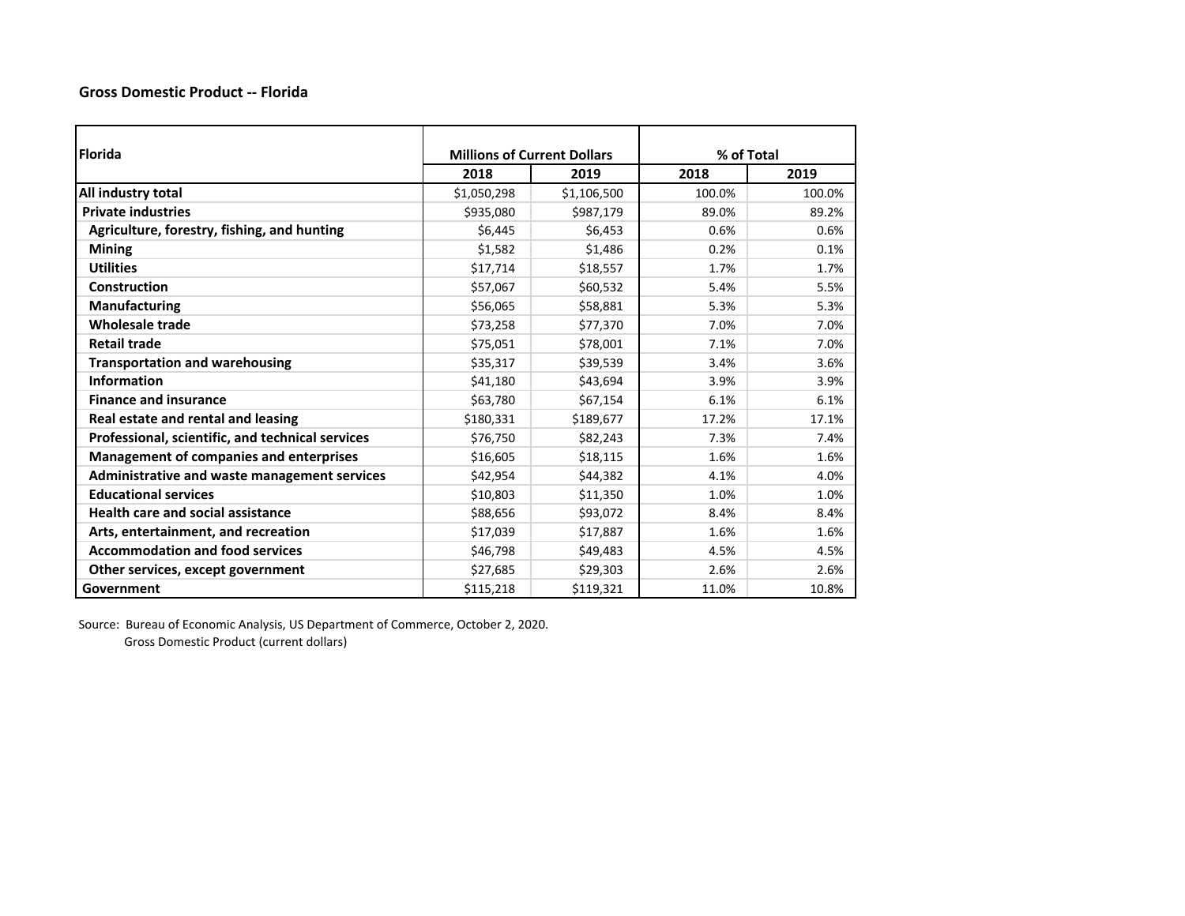### Gross Domestic Product -- Florida

| Florida | Millions of Current Dollars | | % of Total | |
|---|---|---|---|---|
| | 2018 | 2019 | 2018 | 2019 |
| **All industry total** | $1,050,298 | $1,106,500 | 100.0% | 100.0% |
| **Private industries** | $935,080 | $987,179 | 89.0% | 89.2% |
| **Agriculture, forestry, fishing, and hunting** | $6,445 | $6,453 | 0.6% | 0.6% |
| **Mining** | $1,582 | $1,486 | 0.2% | 0.1% |
| **Utilities** | $17,714 | $18,557 | 1.7% | 1.7% |
| **Construction** | $57,067 | $60,532 | 5.4% | 5.5% |
| **Manufacturing** | $56,065 | $58,881 | 5.3% | 5.3% |
| **Wholesale trade** | $73,258 | $77,370 | 7.0% | 7.0% |
| **Retail trade** | $75,051 | $78,001 | 7.1% | 7.0% |
| **Transportation and warehousing** | $35,317 | $39,539 | 3.4% | 3.6% |
| **Information** | $41,180 | $43,694 | 3.9% | 3.9% |
| **Finance and insurance** | $63,780 | $67,154 | 6.1% | 6.1% |
| **Real estate and rental and leasing** | $180,331 | $189,677 | 17.2% | 17.1% |
| **Professional, scientific, and technical services** | $76,750 | $82,243 | 7.3% | 7.4% |
| **Management of companies and enterprises** | $16,605 | $18,115 | 1.6% | 1.6% |
| **Administrative and waste management services** | $42,954 | $44,382 | 4.1% | 4.0% |
| **Educational services** | $10,803 | $11,350 | 1.0% | 1.0% |
| **Health care and social assistance** | $88,656 | $93,072 | 8.4% | 8.4% |
| **Arts, entertainment, and recreation** | $17,039 | $17,887 | 1.6% | 1.6% |
| **Accommodation and food services** | $46,798 | $49,483 | 4.5% | 4.5% |
| **Other services, except government** | $27,685 | $29,303 | 2.6% | 2.6% |
| **Government** | $115,218 | $119,321 | 11.0% | 10.8% |

Source: Bureau of Economic Analysis, US Department of Commerce, October 2, 2020.
Gross Domestic Product (current dollars)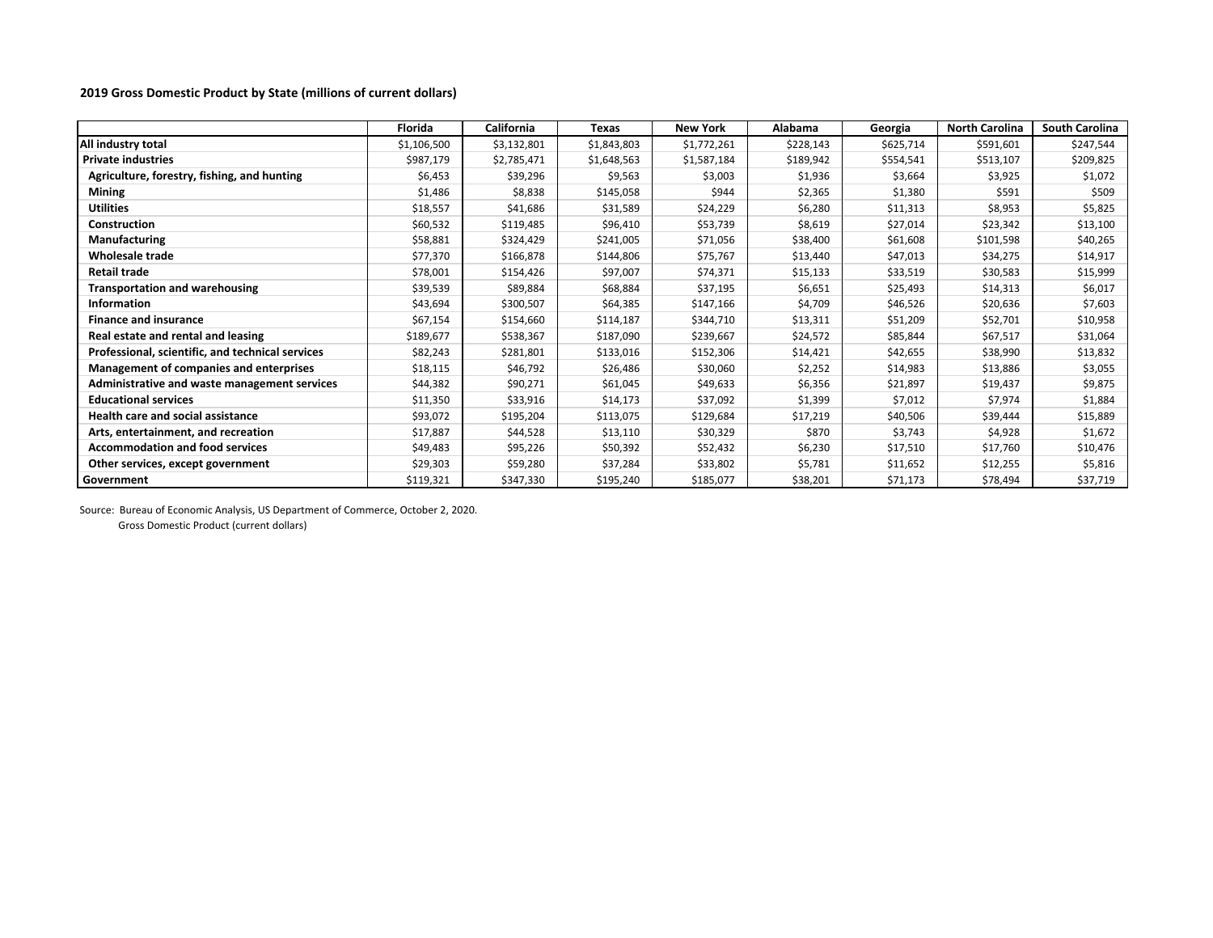**2019 Gross Domestic Product by State (millions of current dollars)**

| | Florida | California | Texas | New York | Alabama | Georgia | North Carolina | South Carolina |
|---|---|---|---|---|---|---|---|---|
| **All industry total** | $1,106,500 | $3,132,801 | $1,843,803 | $1,772,261 | $228,143 | $625,714 | $591,601 | $247,544 |
| **Private industries** | $987,179 | $2,785,471 | $1,648,563 | $1,587,184 | $189,942 | $554,541 | $513,107 | $209,825 |
| **Agriculture, forestry, fishing, and hunting** | $6,453 | $39,296 | $9,563 | $3,003 | $1,936 | $3,664 | $3,925 | $1,072 |
| **Mining** | $1,486 | $8,838 | $145,058 | $944 | $2,365 | $1,380 | $591 | $509 |
| **Utilities** | $18,557 | $41,686 | $31,589 | $24,229 | $6,280 | $11,313 | $8,953 | $5,825 |
| **Construction** | $60,532 | $119,485 | $96,410 | $53,739 | $8,619 | $27,014 | $23,342 | $13,100 |
| **Manufacturing** | $58,881 | $324,429 | $241,005 | $71,056 | $38,400 | $61,608 | $101,598 | $40,265 |
| **Wholesale trade** | $77,370 | $166,878 | $144,806 | $75,767 | $13,440 | $47,013 | $34,275 | $14,917 |
| **Retail trade** | $78,001 | $154,426 | $97,007 | $74,371 | $15,133 | $33,519 | $30,583 | $15,999 |
| **Transportation and warehousing** | $39,539 | $89,884 | $68,884 | $37,195 | $6,651 | $25,493 | $14,313 | $6,017 |
| **Information** | $43,694 | $300,507 | $64,385 | $147,166 | $4,709 | $46,526 | $20,636 | $7,603 |
| **Finance and insurance** | $67,154 | $154,660 | $114,187 | $344,710 | $13,311 | $51,209 | $52,701 | $10,958 |
| **Real estate and rental and leasing** | $189,677 | $538,367 | $187,090 | $239,667 | $24,572 | $85,844 | $67,517 | $31,064 |
| **Professional, scientific, and technical services** | $82,243 | $281,801 | $133,016 | $152,306 | $14,421 | $42,655 | $38,990 | $13,832 |
| **Management of companies and enterprises** | $18,115 | $46,792 | $26,486 | $30,060 | $2,252 | $14,983 | $13,886 | $3,055 |
| **Administrative and waste management services** | $44,382 | $90,271 | $61,045 | $49,633 | $6,356 | $21,897 | $19,437 | $9,875 |
| **Educational services** | $11,350 | $33,916 | $14,173 | $37,092 | $1,399 | $7,012 | $7,974 | $1,884 |
| **Health care and social assistance** | $93,072 | $195,204 | $113,075 | $129,684 | $17,219 | $40,506 | $39,444 | $15,889 |
| **Arts, entertainment, and recreation** | $17,887 | $44,528 | $13,110 | $30,329 | $870 | $3,743 | $4,928 | $1,672 |
| **Accommodation and food services** | $49,483 | $95,226 | $50,392 | $52,432 | $6,230 | $17,510 | $17,760 | $10,476 |
| **Other services, except government** | $29,303 | $59,280 | $37,284 | $33,802 | $5,781 | $11,652 | $12,255 | $5,816 |
| **Government** | $119,321 | $347,330 | $195,240 | $185,077 | $38,201 | $71,173 | $78,494 | $37,719 |

Source: Bureau of Economic Analysis, US Department of Commerce, October 2, 2020.
Gross Domestic Product (current dollars)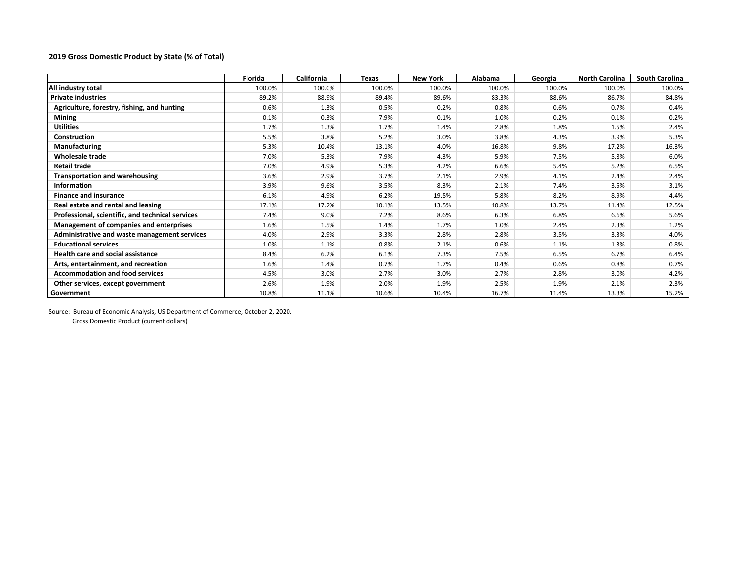**2019 Gross Domestic Product by State (% of Total)**

| | Florida | California | Texas | New York | Alabama | Georgia | North Carolina | South Carolina |
|---|---|---|---|---|---|---|---|---|
| **All industry total** | 100.0% | 100.0% | 100.0% | 100.0% | 100.0% | 100.0% | 100.0% | 100.0% |
| **Private industries** | 89.2% | 88.9% | 89.4% | 89.6% | 83.3% | 88.6% | 86.7% | 84.8% |
| **Agriculture, forestry, fishing, and hunting** | 0.6% | 1.3% | 0.5% | 0.2% | 0.8% | 0.6% | 0.7% | 0.4% |
| **Mining** | 0.1% | 0.3% | 7.9% | 0.1% | 1.0% | 0.2% | 0.1% | 0.2% |
| **Utilities** | 1.7% | 1.3% | 1.7% | 1.4% | 2.8% | 1.8% | 1.5% | 2.4% |
| **Construction** | 5.5% | 3.8% | 5.2% | 3.0% | 3.8% | 4.3% | 3.9% | 5.3% |
| **Manufacturing** | 5.3% | 10.4% | 13.1% | 4.0% | 16.8% | 9.8% | 17.2% | 16.3% |
| **Wholesale trade** | 7.0% | 5.3% | 7.9% | 4.3% | 5.9% | 7.5% | 5.8% | 6.0% |
| **Retail trade** | 7.0% | 4.9% | 5.3% | 4.2% | 6.6% | 5.4% | 5.2% | 6.5% |
| **Transportation and warehousing** | 3.6% | 2.9% | 3.7% | 2.1% | 2.9% | 4.1% | 2.4% | 2.4% |
| **Information** | 3.9% | 9.6% | 3.5% | 8.3% | 2.1% | 7.4% | 3.5% | 3.1% |
| **Finance and insurance** | 6.1% | 4.9% | 6.2% | 19.5% | 5.8% | 8.2% | 8.9% | 4.4% |
| **Real estate and rental and leasing** | 17.1% | 17.2% | 10.1% | 13.5% | 10.8% | 13.7% | 11.4% | 12.5% |
| **Professional, scientific, and technical services** | 7.4% | 9.0% | 7.2% | 8.6% | 6.3% | 6.8% | 6.6% | 5.6% |
| **Management of companies and enterprises** | 1.6% | 1.5% | 1.4% | 1.7% | 1.0% | 2.4% | 2.3% | 1.2% |
| **Administrative and waste management services** | 4.0% | 2.9% | 3.3% | 2.8% | 2.8% | 3.5% | 3.3% | 4.0% |
| **Educational services** | 1.0% | 1.1% | 0.8% | 2.1% | 0.6% | 1.1% | 1.3% | 0.8% |
| **Health care and social assistance** | 8.4% | 6.2% | 6.1% | 7.3% | 7.5% | 6.5% | 6.7% | 6.4% |
| **Arts, entertainment, and recreation** | 1.6% | 1.4% | 0.7% | 1.7% | 0.4% | 0.6% | 0.8% | 0.7% |
| **Accommodation and food services** | 4.5% | 3.0% | 2.7% | 3.0% | 2.7% | 2.8% | 3.0% | 4.2% |
| **Other services, except government** | 2.6% | 1.9% | 2.0% | 1.9% | 2.5% | 1.9% | 2.1% | 2.3% |
| **Government** | 10.8% | 11.1% | 10.6% | 10.4% | 16.7% | 11.4% | 13.3% | 15.2% |

Source: Bureau of Economic Analysis, US Department of Commerce, October 2, 2020.
Gross Domestic Product (current dollars)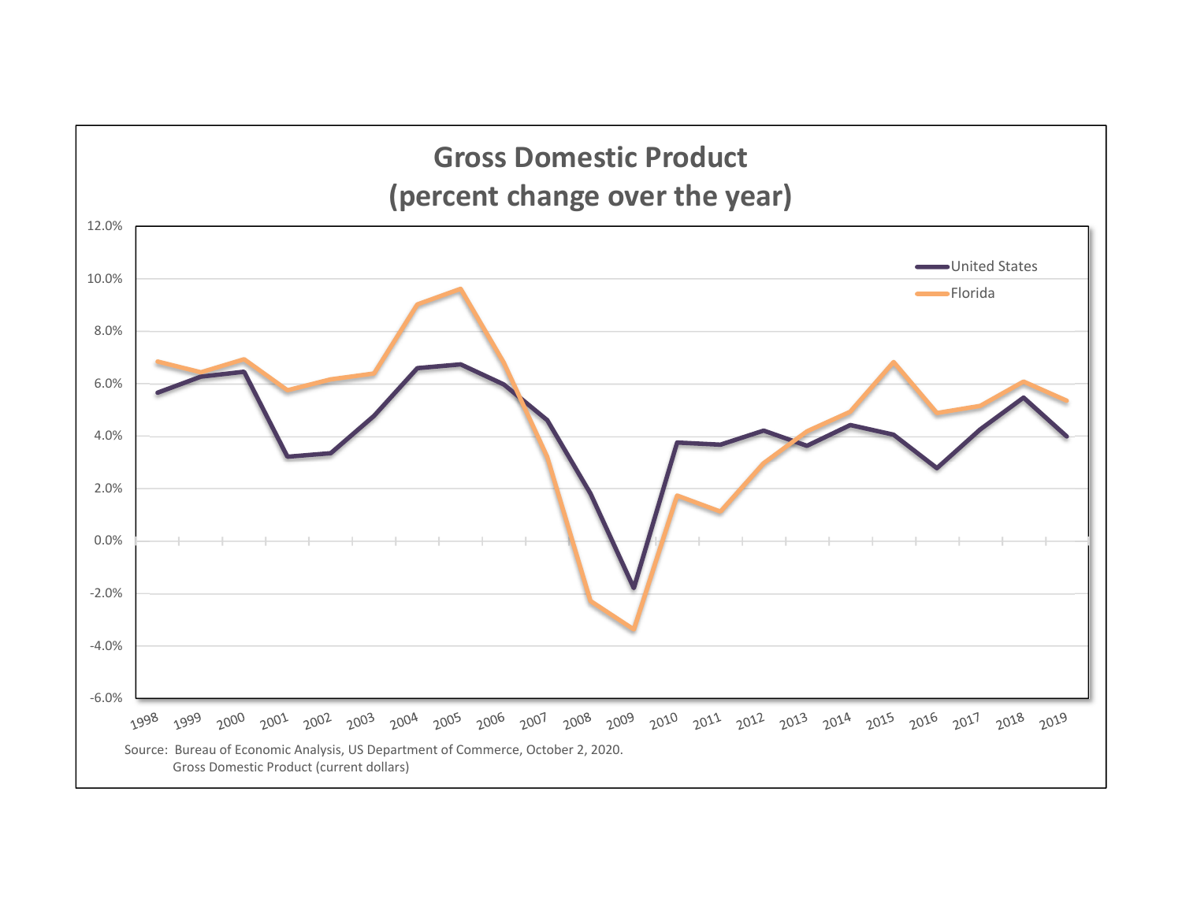# Gross Domestic Product
## (percent change over the year)

12.0%
10.0%
8.0%
6.0%
4.0%
2.0%
0.0%
-2.0%
-4.0%
-6.0%

United States
Florida

1998 1999 2000 2001 2002 2003 2004 2005 2006 2007 2008 2009 2010 2011 2012 2013 2014 2015 2016 2017 2018 2019

Source: Bureau of Economic Analysis, US Department of Commerce, October 2, 2020.
Gross Domestic Product (current dollars)